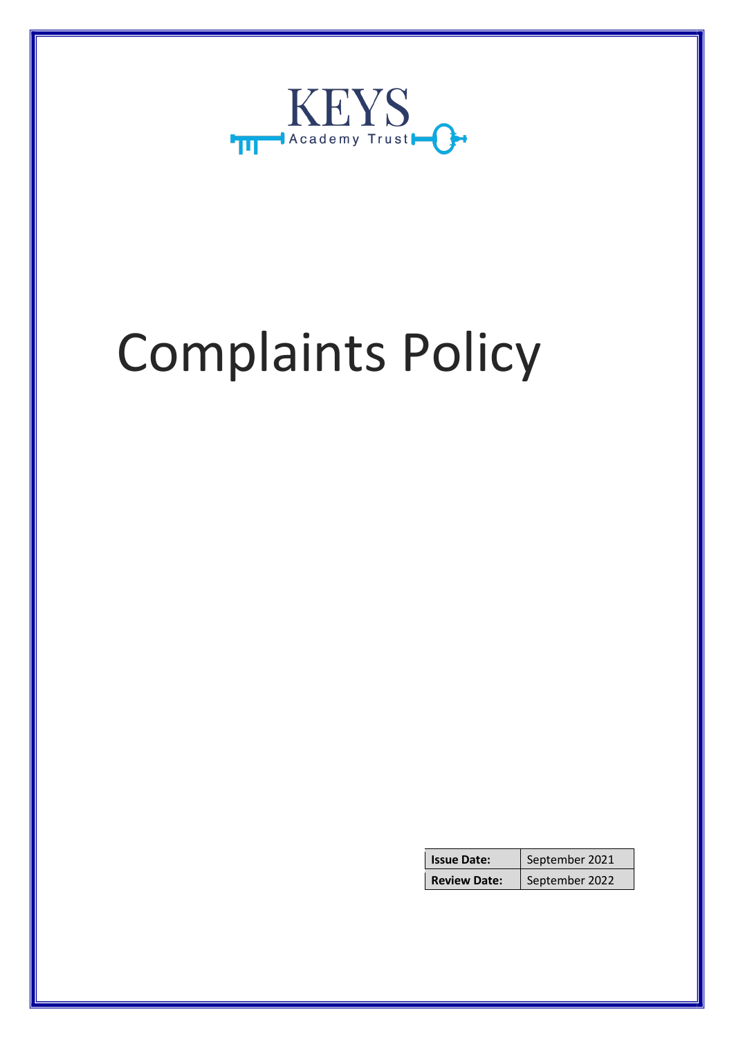KEYS

Academy Trust

# Complaints Policy

| **Issue Date:** | September 2021 |
| --- | --- |
| **Review Date:** | September 2022 |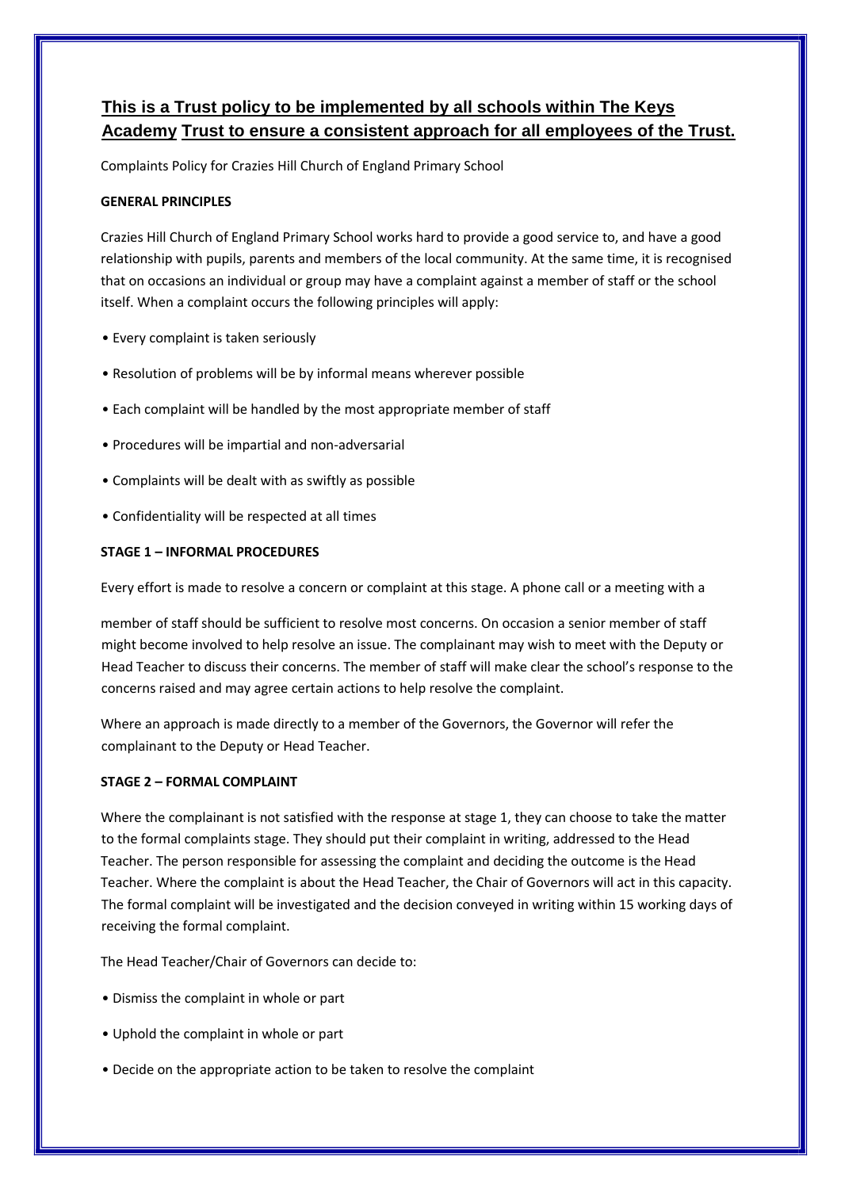**This is a Trust policy to be implemented by all schools within The Keys Academy Trust to ensure a consistent approach for all employees of the Trust.**

Complaints Policy for Crazies Hill Church of England Primary School

**GENERAL PRINCIPLES**

Crazies Hill Church of England Primary School works hard to provide a good service to, and have a good relationship with pupils, parents and members of the local community. At the same time, it is recognised that on occasions an individual or group may have a complaint against a member of staff or the school itself. When a complaint occurs the following principles will apply:

- Every complaint is taken seriously
- Resolution of problems will be by informal means wherever possible
- Each complaint will be handled by the most appropriate member of staff
- Procedures will be impartial and non-adversarial
- Complaints will be dealt with as swiftly as possible
- Confidentiality will be respected at all times

**STAGE 1 – INFORMAL PROCEDURES**

Every effort is made to resolve a concern or complaint at this stage. A phone call or a meeting with a member of staff should be sufficient to resolve most concerns. On occasion a senior member of staff might become involved to help resolve an issue. The complainant may wish to meet with the Deputy or Head Teacher to discuss their concerns. The member of staff will make clear the school's response to the concerns raised and may agree certain actions to help resolve the complaint.

Where an approach is made directly to a member of the Governors, the Governor will refer the complainant to the Deputy or Head Teacher.

**STAGE 2 – FORMAL COMPLAINT**

Where the complainant is not satisfied with the response at stage 1, they can choose to take the matter to the formal complaints stage. They should put their complaint in writing, addressed to the Head Teacher. The person responsible for assessing the complaint and deciding the outcome is the Head Teacher. Where the complaint is about the Head Teacher, the Chair of Governors will act in this capacity. The formal complaint will be investigated and the decision conveyed in writing within 15 working days of receiving the formal complaint.

The Head Teacher/Chair of Governors can decide to:

- Dismiss the complaint in whole or part
- Uphold the complaint in whole or part
- Decide on the appropriate action to be taken to resolve the complaint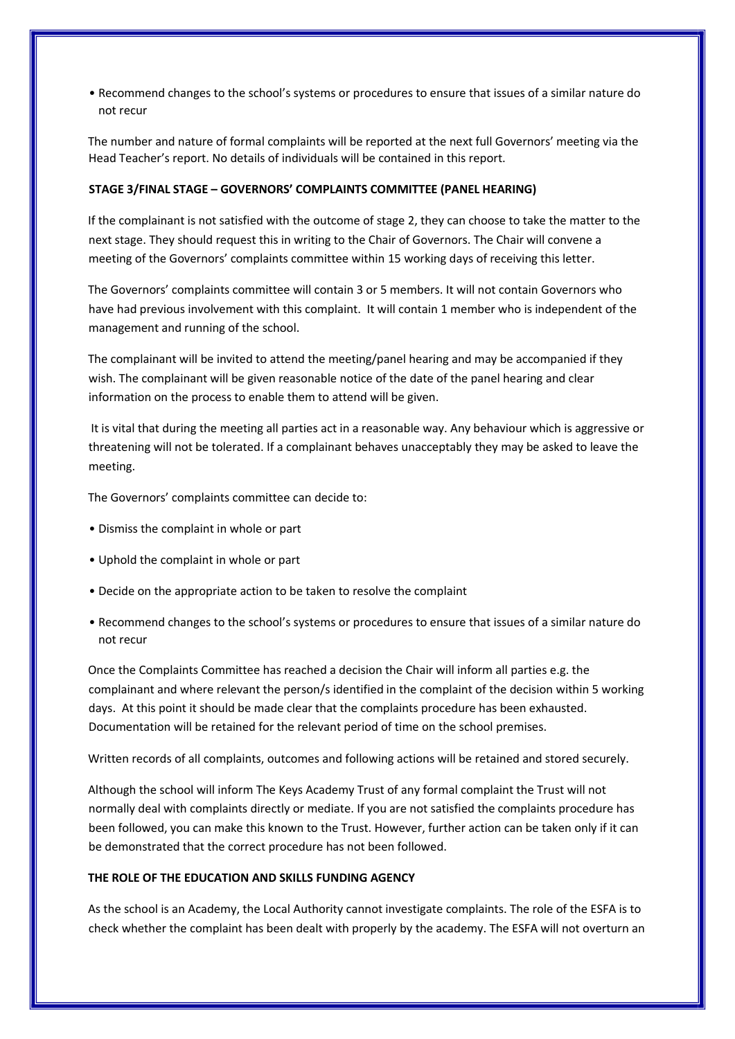- Recommend changes to the school's systems or procedures to ensure that issues of a similar nature do not recur

The number and nature of formal complaints will be reported at the next full Governors' meeting via the Head Teacher's report. No details of individuals will be contained in this report.

**STAGE 3/FINAL STAGE – GOVERNORS' COMPLAINTS COMMITTEE (PANEL HEARING)**

If the complainant is not satisfied with the outcome of stage 2, they can choose to take the matter to the next stage. They should request this in writing to the Chair of Governors. The Chair will convene a meeting of the Governors' complaints committee within 15 working days of receiving this letter.

The Governors' complaints committee will contain 3 or 5 members. It will not contain Governors who have had previous involvement with this complaint. It will contain 1 member who is independent of the management and running of the school.

The complainant will be invited to attend the meeting/panel hearing and may be accompanied if they wish. The complainant will be given reasonable notice of the date of the panel hearing and clear information on the process to enable them to attend will be given.

It is vital that during the meeting all parties act in a reasonable way. Any behaviour which is aggressive or threatening will not be tolerated. If a complainant behaves unacceptably they may be asked to leave the meeting.

The Governors' complaints committee can decide to:

- Dismiss the complaint in whole or part
- Uphold the complaint in whole or part
- Decide on the appropriate action to be taken to resolve the complaint
- Recommend changes to the school's systems or procedures to ensure that issues of a similar nature do not recur

Once the Complaints Committee has reached a decision the Chair will inform all parties e.g. the complainant and where relevant the person/s identified in the complaint of the decision within 5 working days. At this point it should be made clear that the complaints procedure has been exhausted. Documentation will be retained for the relevant period of time on the school premises.

Written records of all complaints, outcomes and following actions will be retained and stored securely.

Although the school will inform The Keys Academy Trust of any formal complaint the Trust will not normally deal with complaints directly or mediate. If you are not satisfied the complaints procedure has been followed, you can make this known to the Trust. However, further action can be taken only if it can be demonstrated that the correct procedure has not been followed.

**THE ROLE OF THE EDUCATION AND SKILLS FUNDING AGENCY**

As the school is an Academy, the Local Authority cannot investigate complaints. The role of the ESFA is to check whether the complaint has been dealt with properly by the academy. The ESFA will not overturn an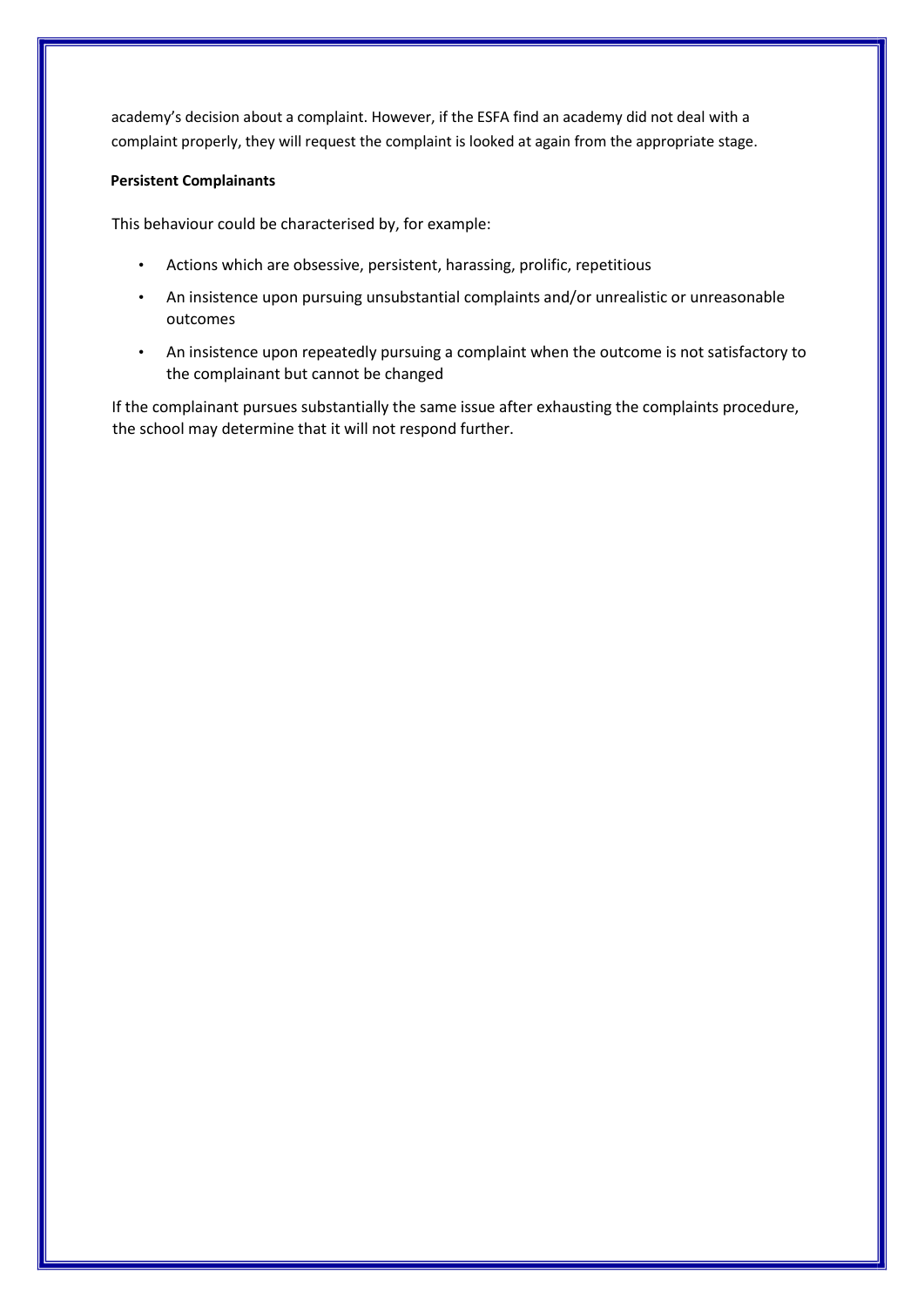academy's decision about a complaint. However, if the ESFA find an academy did not deal with a complaint properly, they will request the complaint is looked at again from the appropriate stage.

**Persistent Complainants**

This behaviour could be characterised by, for example:

- Actions which are obsessive, persistent, harassing, prolific, repetitious
- An insistence upon pursuing unsubstantial complaints and/or unrealistic or unreasonable outcomes
- An insistence upon repeatedly pursuing a complaint when the outcome is not satisfactory to the complainant but cannot be changed

If the complainant pursues substantially the same issue after exhausting the complaints procedure, the school may determine that it will not respond further.